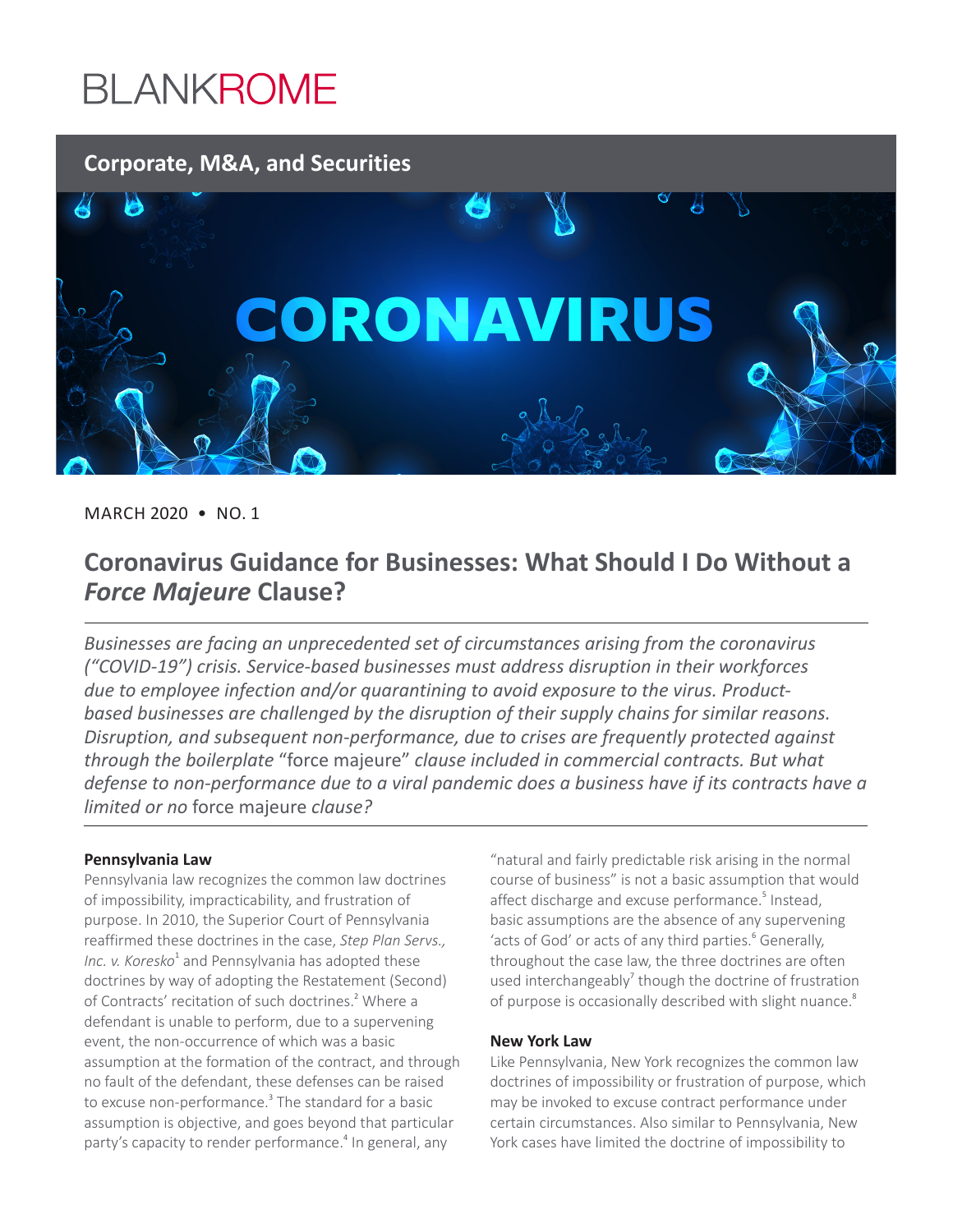BLANKROME

## Corporate, M&A, and Securities

CORONAVIRUS

MARCH 2020 • NO. 1

# Coronavirus Guidance for Businesses: What Should I Do Without a *Force Majeure* Clause?

*Businesses are facing an unprecedented set of circumstances arising from the coronavirus ("COVID-19") crisis. Service-based businesses must address disruption in their workforces due to employee infection and/or quarantining to avoid exposure to the virus. Product-based businesses are challenged by the disruption of their supply chains for similar reasons. Disruption, and subsequent non-performance, due to crises are frequently protected against through the boilerplate* "force majeure" *clause included in commercial contracts. But what defense to non-performance due to a viral pandemic does a business have if its contracts have a limited or no* force majeure *clause?*

**Pennsylvania Law**

Pennsylvania law recognizes the common law doctrines of impossibility, impracticability, and frustration of purpose. In 2010, the Superior Court of Pennsylvania reaffirmed these doctrines in the case, *Step Plan Servs., Inc. v. Koresko*[1] and Pennsylvania has adopted these doctrines by way of adopting the Restatement (Second) of Contracts' recitation of such doctrines.[2] Where a defendant is unable to perform, due to a supervening event, the non-occurrence of which was a basic assumption at the formation of the contract, and through no fault of the defendant, these defenses can be raised to excuse non-performance.[3] The standard for a basic assumption is objective, and goes beyond that particular party's capacity to render performance.[4] In general, any "natural and fairly predictable risk arising in the normal course of business" is not a basic assumption that would affect discharge and excuse performance.[5] Instead, basic assumptions are the absence of any supervening 'acts of God' or acts of any third parties.[6] Generally, throughout the case law, the three doctrines are often used interchangeably[7] though the doctrine of frustration of purpose is occasionally described with slight nuance.[8]

**New York Law**

Like Pennsylvania, New York recognizes the common law doctrines of impossibility or frustration of purpose, which may be invoked to excuse contract performance under certain circumstances. Also similar to Pennsylvania, New York cases have limited the doctrine of impossibility to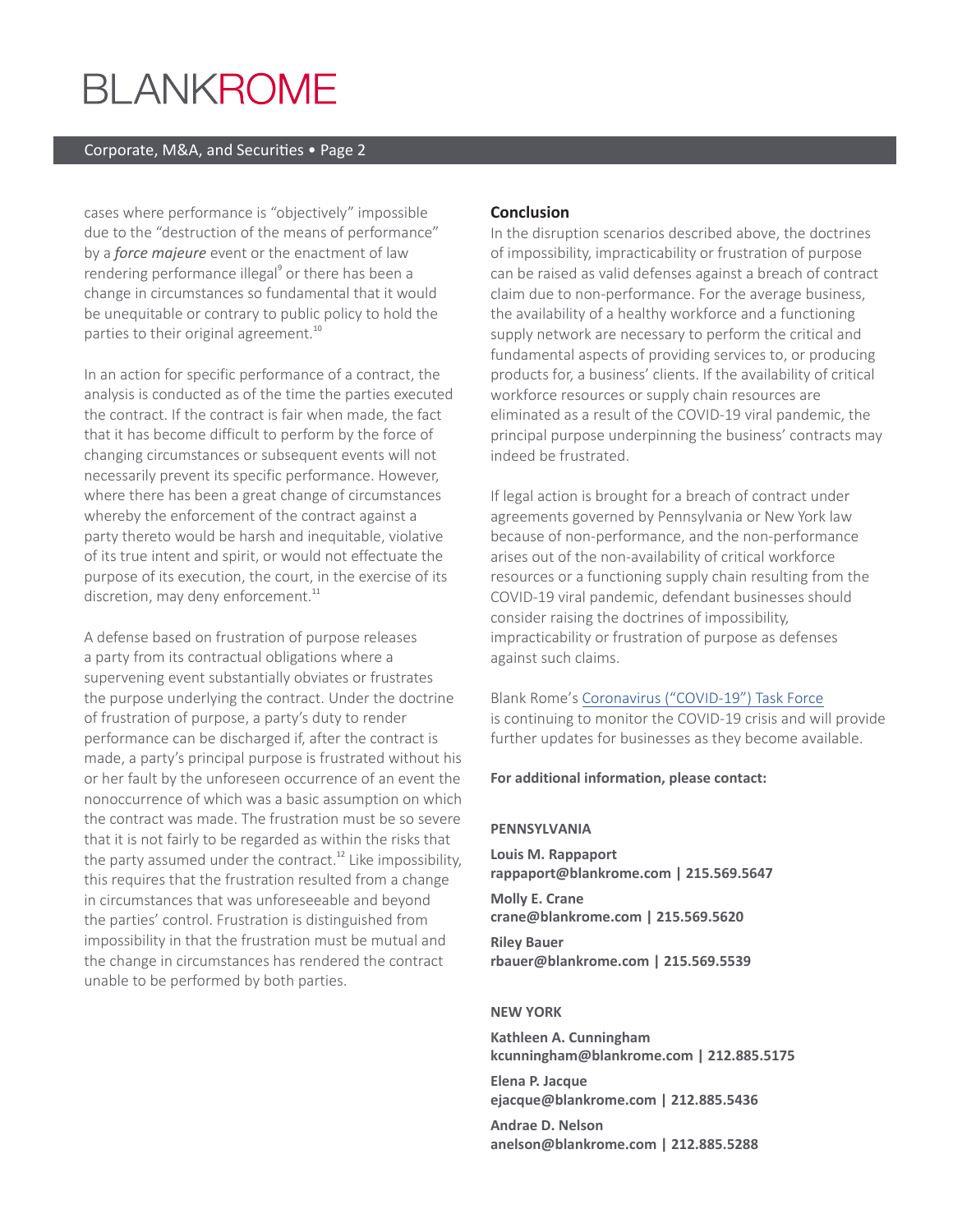cases where performance is "objectively" impossible due to the "destruction of the means of performance" by a ***force majeure*** event or the enactment of law rendering performance illegal[9] or there has been a change in circumstances so fundamental that it would be unequitable or contrary to public policy to hold the parties to their original agreement.[10]

In an action for specific performance of a contract, the analysis is conducted as of the time the parties executed the contract. If the contract is fair when made, the fact that it has become difficult to perform by the force of changing circumstances or subsequent events will not necessarily prevent its specific performance. However, where there has been a great change of circumstances whereby the enforcement of the contract against a party thereto would be harsh and inequitable, violative of its true intent and spirit, or would not effectuate the purpose of its execution, the court, in the exercise of its discretion, may deny enforcement.[11]

A defense based on frustration of purpose releases a party from its contractual obligations where a supervening event substantially obviates or frustrates the purpose underlying the contract. Under the doctrine of frustration of purpose, a party's duty to render performance can be discharged if, after the contract is made, a party's principal purpose is frustrated without his or her fault by the unforeseen occurrence of an event the nonoccurrence of which was a basic assumption on which the contract was made. The frustration must be so severe that it is not fairly to be regarded as within the risks that the party assumed under the contract.[12] Like impossibility, this requires that the frustration resulted from a change in circumstances that was unforeseeable and beyond the parties' control. Frustration is distinguished from impossibility in that the frustration must be mutual and the change in circumstances has rendered the contract unable to be performed by both parties.

## Conclusion

In the disruption scenarios described above, the doctrines of impossibility, impracticability or frustration of purpose can be raised as valid defenses against a breach of contract claim due to non-performance. For the average business, the availability of a healthy workforce and a functioning supply network are necessary to perform the critical and fundamental aspects of providing services to, or producing products for, a business' clients. If the availability of critical workforce resources or supply chain resources are eliminated as a result of the COVID-19 viral pandemic, the principal purpose underpinning the business' contracts may indeed be frustrated.

If legal action is brought for a breach of contract under agreements governed by Pennsylvania or New York law because of non-performance, and the non-performance arises out of the non-availability of critical workforce resources or a functioning supply chain resulting from the COVID-19 viral pandemic, defendant businesses should consider raising the doctrines of impossibility, impracticability or frustration of purpose as defenses against such claims.

Blank Rome's Coronavirus ("COVID-19") Task Force is continuing to monitor the COVID-19 crisis and will provide further updates for businesses as they become available.

**For additional information, please contact:**

**PENNSYLVANIA**

**Louis M. Rappaport**
**rappaport@blankrome.com | 215.569.5647**

**Molly E. Crane**
**crane@blankrome.com | 215.569.5620**

**Riley Bauer**
**rbauer@blankrome.com | 215.569.5539**

**NEW YORK**

**Kathleen A. Cunningham**
**kcunningham@blankrome.com | 212.885.5175**

**Elena P. Jacque**
**ejacque@blankrome.com | 212.885.5436**

**Andrae D. Nelson**
**anelson@blankrome.com | 212.885.5288**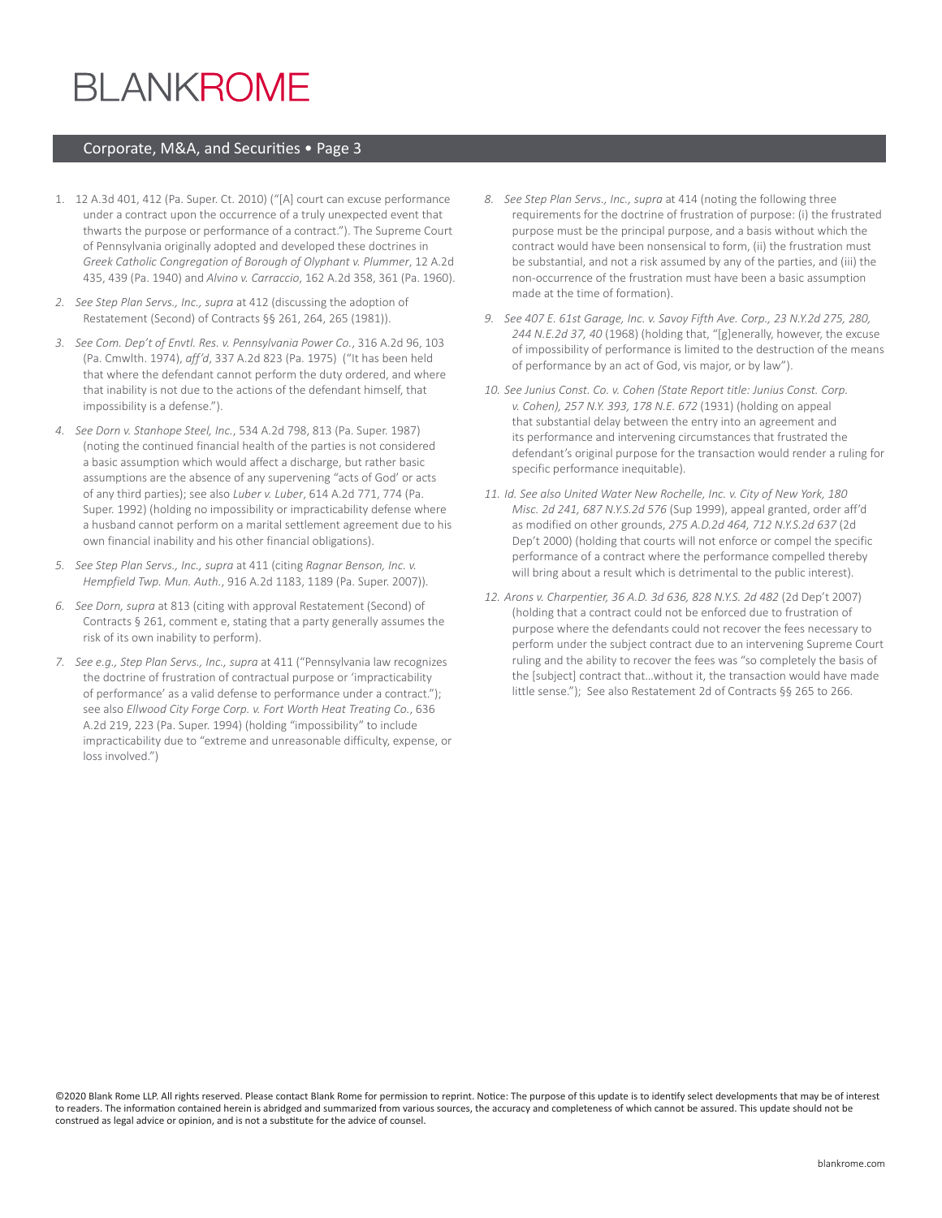1. 12 A.3d 401, 412 (Pa. Super. Ct. 2010) ("[A] court can excuse performance under a contract upon the occurrence of a truly unexpected event that thwarts the purpose or performance of a contract."). The Supreme Court of Pennsylvania originally adopted and developed these doctrines in *Greek Catholic Congregation of Borough of Olyphant v. Plummer*, 12 A.2d 435, 439 (Pa. 1940) and *Alvino v. Carraccio*, 162 A.2d 358, 361 (Pa. 1960).

2. *See Step Plan Servs., Inc., supra* at 412 (discussing the adoption of Restatement (Second) of Contracts §§ 261, 264, 265 (1981)).

3. *See Com. Dep't of Envtl. Res. v. Pennsylvania Power Co.*, 316 A.2d 96, 103 (Pa. Cmwlth. 1974), *aff'd*, 337 A.2d 823 (Pa. 1975) ("It has been held that where the defendant cannot perform the duty ordered, and where that inability is not due to the actions of the defendant himself, that impossibility is a defense.").

4. *See Dorn v. Stanhope Steel, Inc.*, 534 A.2d 798, 813 (Pa. Super. 1987) (noting the continued financial health of the parties is not considered a basic assumption which would affect a discharge, but rather basic assumptions are the absence of any supervening "acts of God' or acts of any third parties); see also *Luber v. Luber*, 614 A.2d 771, 774 (Pa. Super. 1992) (holding no impossibility or impracticability defense where a husband cannot perform on a marital settlement agreement due to his own financial inability and his other financial obligations).

5. *See Step Plan Servs., Inc., supra* at 411 (citing *Ragnar Benson, Inc. v. Hempfield Twp. Mun. Auth.*, 916 A.2d 1183, 1189 (Pa. Super. 2007)).

6. *See Dorn, supra* at 813 (citing with approval Restatement (Second) of Contracts § 261, comment e, stating that a party generally assumes the risk of its own inability to perform).

7. *See e.g., Step Plan Servs., Inc., supra* at 411 ("Pennsylvania law recognizes the doctrine of frustration of contractual purpose or 'impracticability of performance' as a valid defense to performance under a contract."); see also *Ellwood City Forge Corp. v. Fort Worth Heat Treating Co.*, 636 A.2d 219, 223 (Pa. Super. 1994) (holding "impossibility" to include impracticability due to "extreme and unreasonable difficulty, expense, or loss involved.")

8. *See Step Plan Servs., Inc., supra* at 414 (noting the following three requirements for the doctrine of frustration of purpose: (i) the frustrated purpose must be the principal purpose, and a basis without which the contract would have been nonsensical to form, (ii) the frustration must be substantial, and not a risk assumed by any of the parties, and (iii) the non-occurrence of the frustration must have been a basic assumption made at the time of formation).

9. *See 407 E. 61st Garage, Inc. v. Savoy Fifth Ave. Corp., 23 N.Y.2d 275, 280, 244 N.E.2d 37, 40* (1968) (holding that, "[g]enerally, however, the excuse of impossibility of performance is limited to the destruction of the means of performance by an act of God, vis major, or by law").

10. *See Junius Const. Co. v. Cohen (State Report title: Junius Const. Corp. v. Cohen), 257 N.Y. 393, 178 N.E. 672* (1931) (holding on appeal that substantial delay between the entry into an agreement and its performance and intervening circumstances that frustrated the defendant's original purpose for the transaction would render a ruling for specific performance inequitable).

11. *Id. See also United Water New Rochelle, Inc. v. City of New York, 180 Misc. 2d 241, 687 N.Y.S.2d 576* (Sup 1999), appeal granted, order aff'd as modified on other grounds, *275 A.D.2d 464, 712 N.Y.S.2d 637* (2d Dep't 2000) (holding that courts will not enforce or compel the specific performance of a contract where the performance compelled thereby will bring about a result which is detrimental to the public interest).

12. *Arons v. Charpentier, 36 A.D. 3d 636, 828 N.Y.S. 2d 482* (2d Dep't 2007) (holding that a contract could not be enforced due to frustration of purpose where the defendants could not recover the fees necessary to perform under the subject contract due to an intervening Supreme Court ruling and the ability to recover the fees was "so completely the basis of the [subject] contract that…without it, the transaction would have made little sense."); See also Restatement 2d of Contracts §§ 265 to 266.

©2020 Blank Rome LLP. All rights reserved. Please contact Blank Rome for permission to reprint. Notice: The purpose of this update is to identify select developments that may be of interest to readers. The information contained herein is abridged and summarized from various sources, the accuracy and completeness of which cannot be assured. This update should not be construed as legal advice or opinion, and is not a substitute for the advice of counsel.